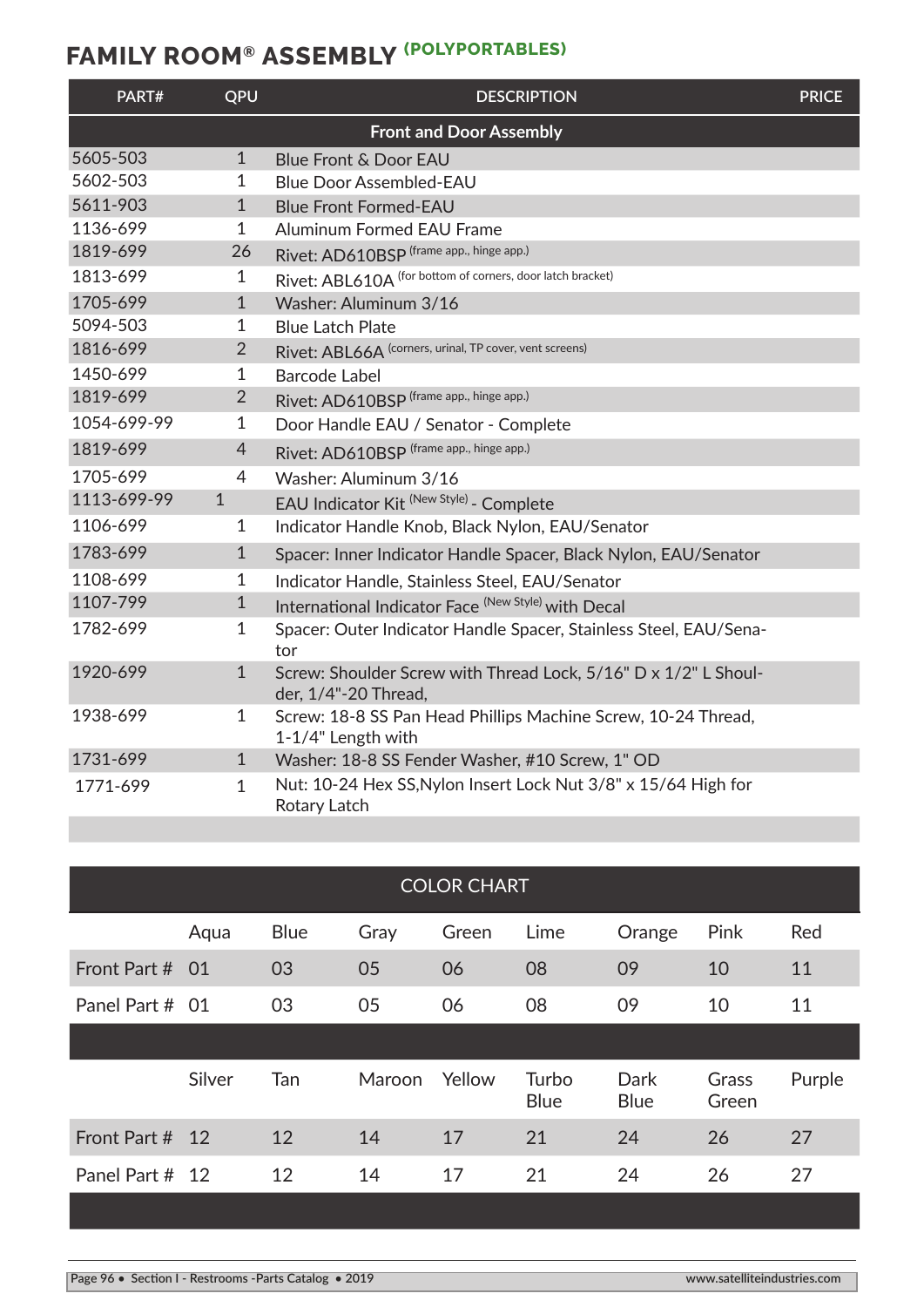## FAMILY ROOM® ASSEMBLY (POLYPORTABLES)

| PART# | QPU | DESCRIPTION | PRICE |
|---|---|---|---|
| | | **Front and Door Assembly** | |
| 5605-503 | 1 | Blue Front & Door EAU | |
| 5602-503 | 1 | Blue Door Assembled-EAU | |
| 5611-903 | 1 | Blue Front Formed-EAU | |
| 1136-699 | 1 | Aluminum Formed EAU Frame | |
| 1819-699 | 26 | Rivet: AD610BSP (frame app., hinge app.) | |
| 1813-699 | 1 | Rivet: ABL610A (for bottom of corners, door latch bracket) | |
| 1705-699 | 1 | Washer: Aluminum 3/16 | |
| 5094-503 | 1 | Blue Latch Plate | |
| 1816-699 | 2 | Rivet: ABL66A (corners, urinal, TP cover, vent screens) | |
| 1450-699 | 1 | Barcode Label | |
| 1819-699 | 2 | Rivet: AD610BSP (frame app., hinge app.) | |
| 1054-699-99 | 1 | Door Handle EAU / Senator - Complete | |
| 1819-699 | 4 | Rivet: AD610BSP (frame app., hinge app.) | |
| 1705-699 | 4 | Washer: Aluminum 3/16 | |
| 1113-699-99 | 1 | EAU Indicator Kit (New Style) - Complete | |
| 1106-699 | 1 | Indicator Handle Knob, Black Nylon, EAU/Senator | |
| 1783-699 | 1 | Spacer: Inner Indicator Handle Spacer, Black Nylon, EAU/Senator | |
| 1108-699 | 1 | Indicator Handle, Stainless Steel, EAU/Senator | |
| 1107-799 | 1 | International Indicator Face (New Style) with Decal | |
| 1782-699 | 1 | Spacer: Outer Indicator Handle Spacer, Stainless Steel, EAU/Senator | |
| 1920-699 | 1 | Screw: Shoulder Screw with Thread Lock, 5/16" D x 1/2" L Shoulder, 1/4"-20 Thread, | |
| 1938-699 | 1 | Screw: 18-8 SS Pan Head Phillips Machine Screw, 10-24 Thread, 1-1/4" Length with | |
| 1731-699 | 1 | Washer: 18-8 SS Fender Washer, #10 Screw, 1" OD | |
| 1771-699 | 1 | Nut: 10-24 Hex SS,Nylon Insert Lock Nut 3/8" x 15/64 High for Rotary Latch | |

### COLOR CHART

| | Aqua | Blue | Gray | Green | Lime | Orange | Pink | Red |
|---|---|---|---|---|---|---|---|---|
| Front Part # | 01 | 03 | 05 | 06 | 08 | 09 | 10 | 11 |
| Panel Part # | 01 | 03 | 05 | 06 | 08 | 09 | 10 | 11 |

| | Silver | Tan | Maroon | Yellow | Turbo Blue | Dark Blue | Grass Green | Purple |
|---|---|---|---|---|---|---|---|---|
| Front Part # | 12 | 12 | 14 | 17 | 21 | 24 | 26 | 27 |
| Panel Part # | 12 | 12 | 14 | 17 | 21 | 24 | 26 | 27 |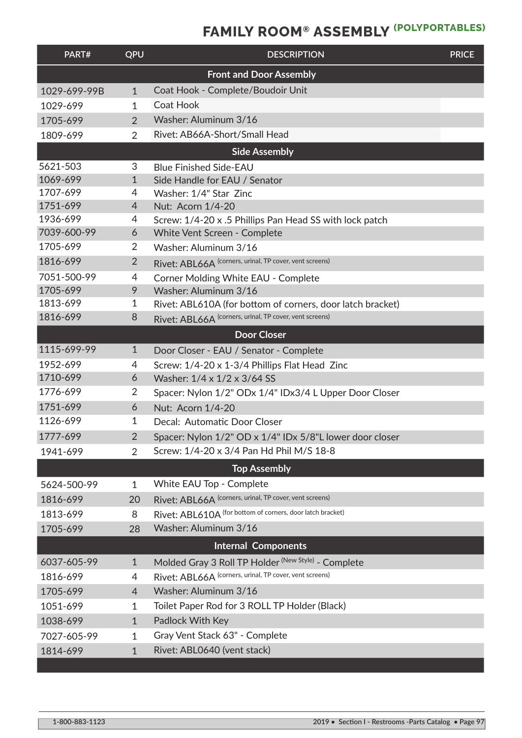# FAMILY ROOM® ASSEMBLY (POLYPORTABLES)

| PART# | QPU | DESCRIPTION | PRICE |
|---|---|---|---|
| **Front and Door Assembly** | | | |
| 1029-699-99B | 1 | Coat Hook - Complete/Boudoir Unit | |
| 1029-699 | 1 | Coat Hook | |
| 1705-699 | 2 | Washer: Aluminum 3/16 | |
| 1809-699 | 2 | Rivet: AB66A-Short/Small Head | |
| **Side Assembly** | | | |
| 5621-503 | 3 | Blue Finished Side-EAU | |
| 1069-699 | 1 | Side Handle for EAU / Senator | |
| 1707-699 | 4 | Washer: 1/4" Star Zinc | |
| 1751-699 | 4 | Nut: Acorn 1/4-20 | |
| 1936-699 | 4 | Screw: 1/4-20 x .5 Phillips Pan Head SS with lock patch | |
| 7039-600-99 | 6 | White Vent Screen - Complete | |
| 1705-699 | 2 | Washer: Aluminum 3/16 | |
| 1816-699 | 2 | Rivet: ABL66A (corners, urinal, TP cover, vent screens) | |
| 7051-500-99 | 4 | Corner Molding White EAU - Complete | |
| 1705-699 | 9 | Washer: Aluminum 3/16 | |
| 1813-699 | 1 | Rivet: ABL610A (for bottom of corners, door latch bracket) | |
| 1816-699 | 8 | Rivet: ABL66A (corners, urinal, TP cover, vent screens) | |
| **Door Closer** | | | |
| 1115-699-99 | 1 | Door Closer - EAU / Senator - Complete | |
| 1952-699 | 4 | Screw: 1/4-20 x 1-3/4 Phillips Flat Head Zinc | |
| 1710-699 | 6 | Washer: 1/4 x 1/2 x 3/64 SS | |
| 1776-699 | 2 | Spacer: Nylon 1/2" ODx 1/4" IDx3/4 L Upper Door Closer | |
| 1751-699 | 6 | Nut: Acorn 1/4-20 | |
| 1126-699 | 1 | Decal: Automatic Door Closer | |
| 1777-699 | 2 | Spacer: Nylon 1/2" OD x 1/4" IDx 5/8"L lower door closer | |
| 1941-699 | 2 | Screw: 1/4-20 x 3/4 Pan Hd Phil M/S 18-8 | |
| **Top Assembly** | | | |
| 5624-500-99 | 1 | White EAU Top - Complete | |
| 1816-699 | 20 | Rivet: ABL66A (corners, urinal, TP cover, vent screens) | |
| 1813-699 | 8 | Rivet: ABL610A (for bottom of corners, door latch bracket) | |
| 1705-699 | 28 | Washer: Aluminum 3/16 | |
| **Internal Components** | | | |
| 6037-605-99 | 1 | Molded Gray 3 Roll TP Holder (New Style) - Complete | |
| 1816-699 | 4 | Rivet: ABL66A (corners, urinal, TP cover, vent screens) | |
| 1705-699 | 4 | Washer: Aluminum 3/16 | |
| 1051-699 | 1 | Toilet Paper Rod for 3 ROLL TP Holder (Black) | |
| 1038-699 | 1 | Padlock With Key | |
| 7027-605-99 | 1 | Gray Vent Stack 63" - Complete | |
| 1814-699 | 1 | Rivet: ABL0640 (vent stack) | |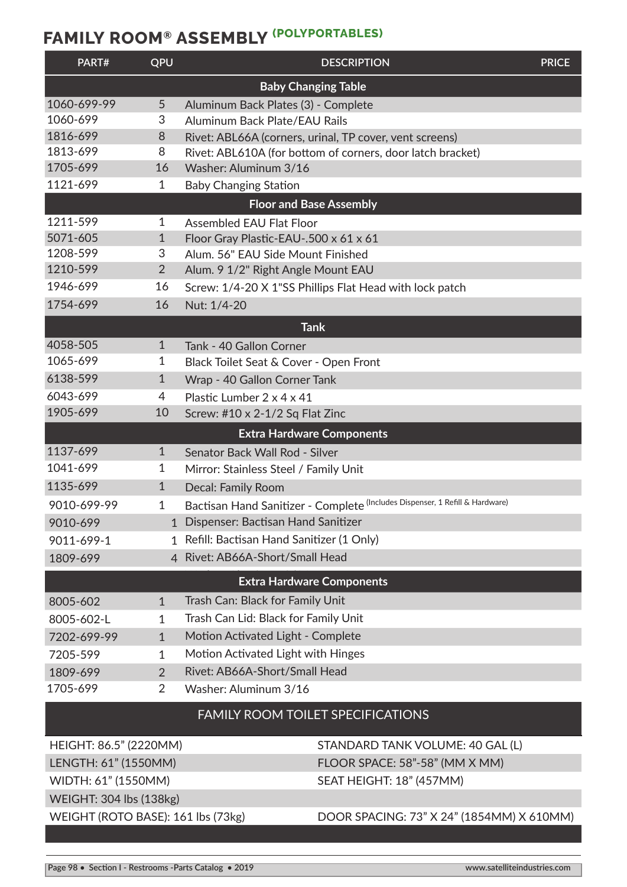## FAMILY ROOM® ASSEMBLY (POLYPORTABLES)

| PART# | QPU | DESCRIPTION | PRICE |
|---|---|---|---|
| | | **Baby Changing Table** | |
| 1060-699-99 | 5 | Aluminum Back Plates (3) - Complete | |
| 1060-699 | 3 | Aluminum Back Plate/EAU Rails | |
| 1816-699 | 8 | Rivet: ABL66A (corners, urinal, TP cover, vent screens) | |
| 1813-699 | 8 | Rivet: ABL610A (for bottom of corners, door latch bracket) | |
| 1705-699 | 16 | Washer: Aluminum 3/16 | |
| 1121-699 | 1 | Baby Changing Station | |
| | | **Floor and Base Assembly** | |
| 1211-599 | 1 | Assembled EAU Flat Floor | |
| 5071-605 | 1 | Floor Gray Plastic-EAU-.500 x 61 x 61 | |
| 1208-599 | 3 | Alum. 56" EAU Side Mount Finished | |
| 1210-599 | 2 | Alum. 9 1/2" Right Angle Mount EAU | |
| 1946-699 | 16 | Screw: 1/4-20 X 1"SS Phillips Flat Head with lock patch | |
| 1754-699 | 16 | Nut: 1/4-20 | |
| | | **Tank** | |
| 4058-505 | 1 | Tank - 40 Gallon Corner | |
| 1065-699 | 1 | Black Toilet Seat & Cover - Open Front | |
| 6138-599 | 1 | Wrap - 40 Gallon Corner Tank | |
| 6043-699 | 4 | Plastic Lumber 2 x 4 x 41 | |
| 1905-699 | 10 | Screw: #10 x 2-1/2 Sq Flat Zinc | |
| | | **Extra Hardware Components** | |
| 1137-699 | 1 | Senator Back Wall Rod - Silver | |
| 1041-699 | 1 | Mirror: Stainless Steel / Family Unit | |
| 1135-699 | 1 | Decal: Family Room | |
| 9010-699-99 | 1 | Bactisan Hand Sanitizer - Complete (Includes Dispenser, 1 Refill & Hardware) | |
| 9010-699 | 1 | Dispenser: Bactisan Hand Sanitizer | |
| 9011-699-1 | 1 | Refill: Bactisan Hand Sanitizer (1 Only) | |
| 1809-699 | 4 | Rivet: AB66A-Short/Small Head | |
| | | **Extra Hardware Components** | |
| 8005-602 | 1 | Trash Can: Black for Family Unit | |
| 8005-602-L | 1 | Trash Can Lid: Black for Family Unit | |
| 7202-699-99 | 1 | Motion Activated Light - Complete | |
| 7205-599 | 1 | Motion Activated Light with Hinges | |
| 1809-699 | 2 | Rivet: AB66A-Short/Small Head | |
| 1705-699 | 2 | Washer: Aluminum 3/16 | |

### FAMILY ROOM TOILET SPECIFICATIONS

| | |
|---|---|
| HEIGHT: 86.5" (2220MM) | STANDARD TANK VOLUME: 40 GAL (L) |
| LENGTH: 61" (1550MM) | FLOOR SPACE: 58"-58" (MM X MM) |
| WIDTH: 61" (1550MM) | SEAT HEIGHT: 18" (457MM) |
| WEIGHT: 304 lbs (138kg) | |
| WEIGHT (ROTO BASE): 161 lbs (73kg) | DOOR SPACING: 73" X 24" (1854MM) X 610MM) |